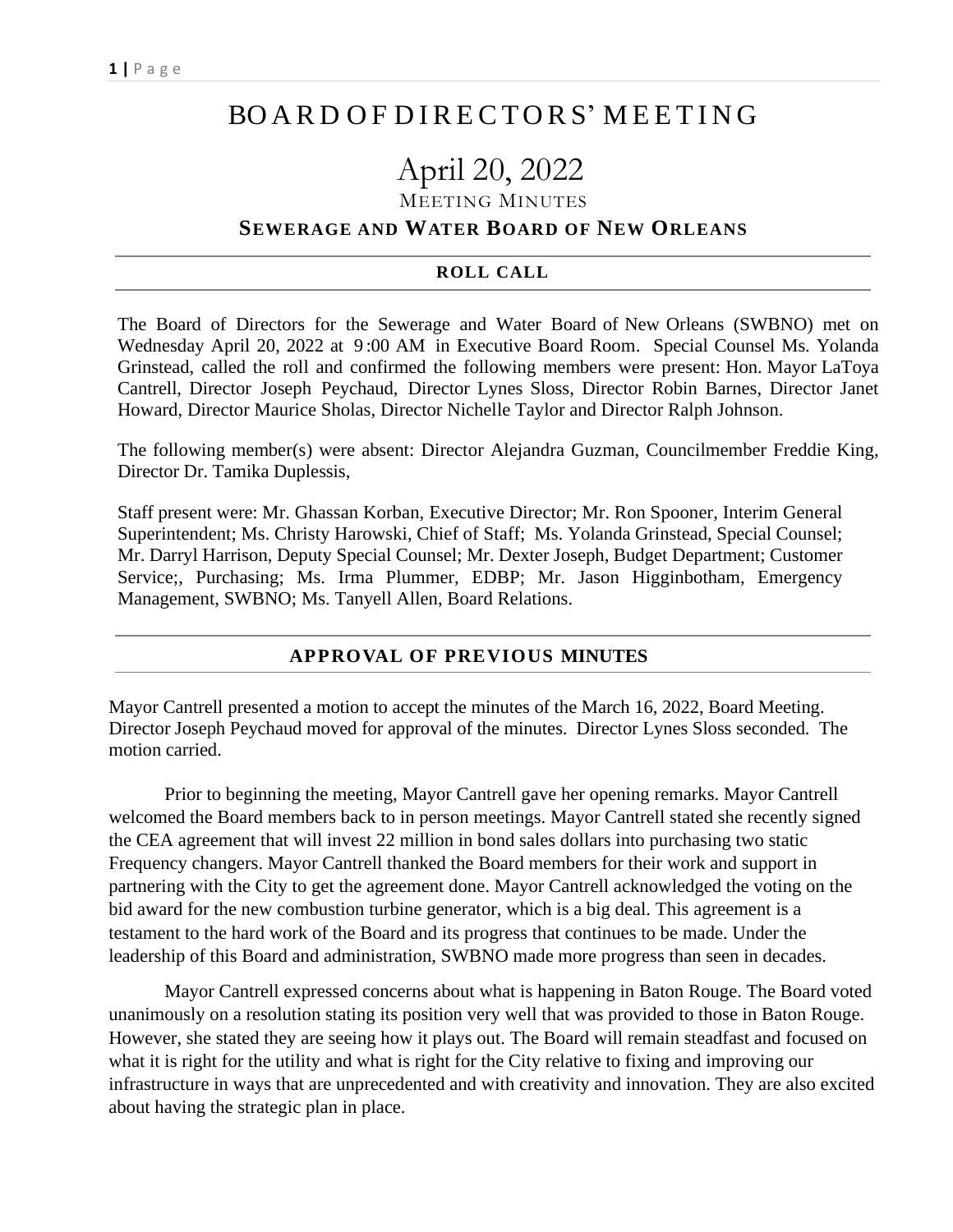# BOARD OF DIRECTORS' MEETING

## April 20, 2022

MEETING MINUTES

**SEWERAGE AND WATER BOARD OF NEW ORLEANS**

### ROLL CALL

The Board of Directors for the Sewerage and Water Board of New Orleans (SWBNO) met on Wednesday April 20, 2022 at 9:00 AM in Executive Board Room. Special Counsel Ms. Yolanda Grinstead, called the roll and confirmed the following members were present: Hon. Mayor LaToya Cantrell, Director Joseph Peychaud, Director Lynes Sloss, Director Robin Barnes, Director Janet Howard, Director Maurice Sholas, Director Nichelle Taylor and Director Ralph Johnson.

The following member(s) were absent: Director Alejandra Guzman, Councilmember Freddie King, Director Dr. Tamika Duplessis,

Staff present were: Mr. Ghassan Korban, Executive Director; Mr. Ron Spooner, Interim General Superintendent; Ms. Christy Harowski, Chief of Staff; Ms. Yolanda Grinstead, Special Counsel; Mr. Darryl Harrison, Deputy Special Counsel; Mr. Dexter Joseph, Budget Department; Customer Service;, Purchasing; Ms. Irma Plummer, EDBP; Mr. Jason Higginbotham, Emergency Management, SWBNO; Ms. Tanyell Allen, Board Relations.

### APPROVAL OF PREVIOUS MINUTES

Mayor Cantrell presented a motion to accept the minutes of the March 16, 2022, Board Meeting. Director Joseph Peychaud moved for approval of the minutes. Director Lynes Sloss seconded. The motion carried.

Prior to beginning the meeting, Mayor Cantrell gave her opening remarks. Mayor Cantrell welcomed the Board members back to in person meetings. Mayor Cantrell stated she recently signed the CEA agreement that will invest 22 million in bond sales dollars into purchasing two static Frequency changers. Mayor Cantrell thanked the Board members for their work and support in partnering with the City to get the agreement done. Mayor Cantrell acknowledged the voting on the bid award for the new combustion turbine generator, which is a big deal. This agreement is a testament to the hard work of the Board and its progress that continues to be made. Under the leadership of this Board and administration, SWBNO made more progress than seen in decades.

Mayor Cantrell expressed concerns about what is happening in Baton Rouge. The Board voted unanimously on a resolution stating its position very well that was provided to those in Baton Rouge. However, she stated they are seeing how it plays out. The Board will remain steadfast and focused on what it is right for the utility and what is right for the City relative to fixing and improving our infrastructure in ways that are unprecedented and with creativity and innovation. They are also excited about having the strategic plan in place.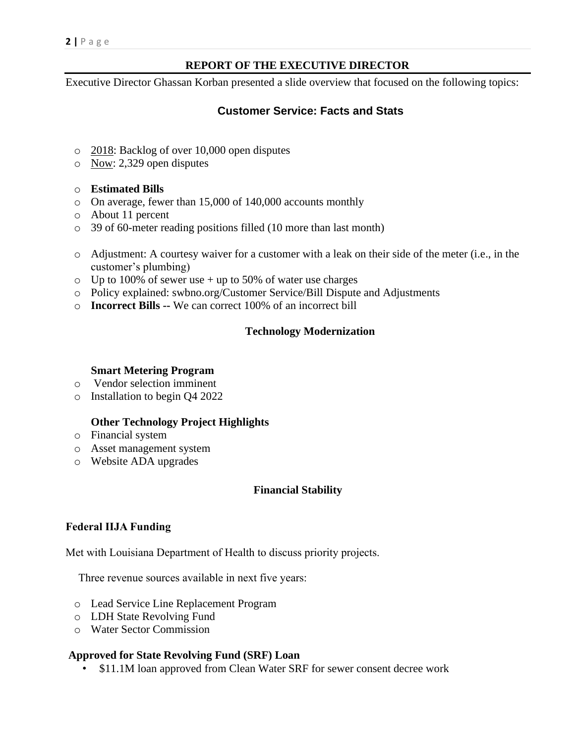## REPORT OF THE EXECUTIVE DIRECTOR

Executive Director Ghassan Korban presented a slide overview that focused on the following topics:

### Customer Service: Facts and Stats

- 2018: Backlog of over 10,000 open disputes
- Now: 2,329 open disputes

- **Estimated Bills**
- On average, fewer than 15,000 of 140,000 accounts monthly
- About 11 percent
- 39 of 60-meter reading positions filled (10 more than last month)

- Adjustment: A courtesy waiver for a customer with a leak on their side of the meter (i.e., in the customer's plumbing)
- Up to 100% of sewer use + up to 50% of water use charges
- Policy explained: swbno.org/Customer Service/Bill Dispute and Adjustments
- **Incorrect Bills --** We can correct 100% of an incorrect bill

### Technology Modernization

**Smart Metering Program**

- Vendor selection imminent
- Installation to begin Q4 2022

**Other Technology Project Highlights**

- Financial system
- Asset management system
- Website ADA upgrades

### Financial Stability

**Federal IIJA Funding**

Met with Louisiana Department of Health to discuss priority projects.

Three revenue sources available in next five years:

- Lead Service Line Replacement Program
- LDH State Revolving Fund
- Water Sector Commission

**Approved for State Revolving Fund (SRF) Loan**

- $11.1M loan approved from Clean Water SRF for sewer consent decree work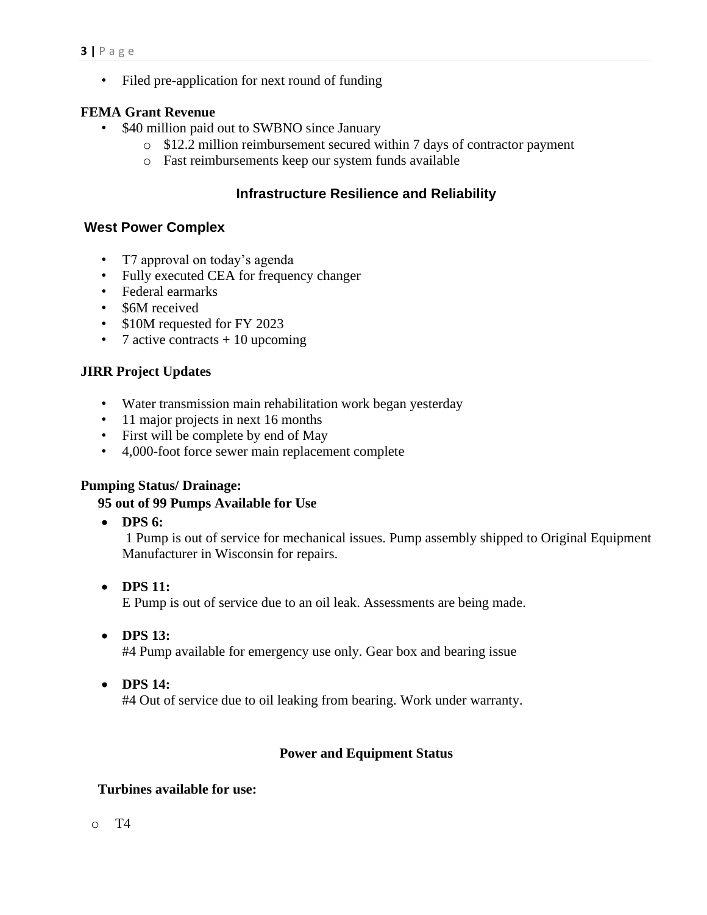- Filed pre-application for next round of funding

**FEMA Grant Revenue**

- $40 million paid out to SWBNO since January
  - $12.2 million reimbursement secured within 7 days of contractor payment
  - Fast reimbursements keep our system funds available

## Infrastructure Resilience and Reliability

### West Power Complex

- T7 approval on today's agenda
- Fully executed CEA for frequency changer
- Federal earmarks
- $6M received
- $10M requested for FY 2023
- 7 active contracts + 10 upcoming

**JIRR Project Updates**

- Water transmission main rehabilitation work began yesterday
- 11 major projects in next 16 months
- First will be complete by end of May
- 4,000-foot force sewer main replacement complete

**Pumping Status/ Drainage:**

**95 out of 99 Pumps Available for Use**

- **DPS 6:**
  1 Pump is out of service for mechanical issues. Pump assembly shipped to Original Equipment Manufacturer in Wisconsin for repairs.

- **DPS 11:**
  E Pump is out of service due to an oil leak. Assessments are being made.

- **DPS 13:**
  #4 Pump available for emergency use only. Gear box and bearing issue

- **DPS 14:**
  #4 Out of service due to oil leaking from bearing. Work under warranty.

## Power and Equipment Status

**Turbines available for use:**

- T4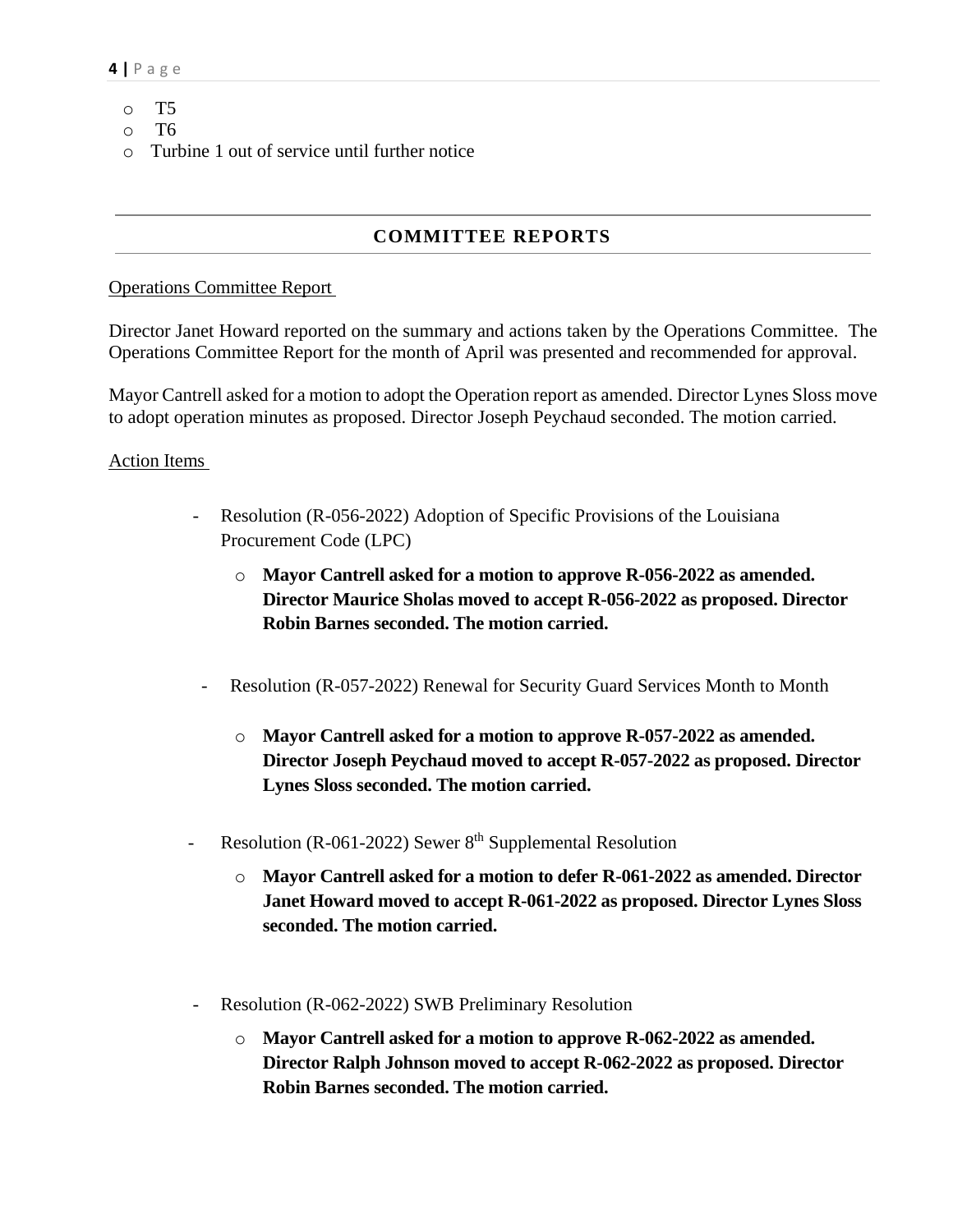- T5
- T6
- Turbine 1 out of service until further notice

---

## COMMITTEE REPORTS

---

Operations Committee Report

Director Janet Howard reported on the summary and actions taken by the Operations Committee. The Operations Committee Report for the month of April was presented and recommended for approval.

Mayor Cantrell asked for a motion to adopt the Operation report as amended. Director Lynes Sloss move to adopt operation minutes as proposed. Director Joseph Peychaud seconded. The motion carried.

Action Items

- Resolution (R-056-2022) Adoption of Specific Provisions of the Louisiana Procurement Code (LPC)
  - **Mayor Cantrell asked for a motion to approve R-056-2022 as amended. Director Maurice Sholas moved to accept R-056-2022 as proposed. Director Robin Barnes seconded. The motion carried.**

- Resolution (R-057-2022) Renewal for Security Guard Services Month to Month
  - **Mayor Cantrell asked for a motion to approve R-057-2022 as amended. Director Joseph Peychaud moved to accept R-057-2022 as proposed. Director Lynes Sloss seconded. The motion carried.**

- Resolution (R-061-2022) Sewer 8th Supplemental Resolution
  - **Mayor Cantrell asked for a motion to defer R-061-2022 as amended. Director Janet Howard moved to accept R-061-2022 as proposed. Director Lynes Sloss seconded. The motion carried.**

- Resolution (R-062-2022) SWB Preliminary Resolution
  - **Mayor Cantrell asked for a motion to approve R-062-2022 as amended. Director Ralph Johnson moved to accept R-062-2022 as proposed. Director Robin Barnes seconded. The motion carried.**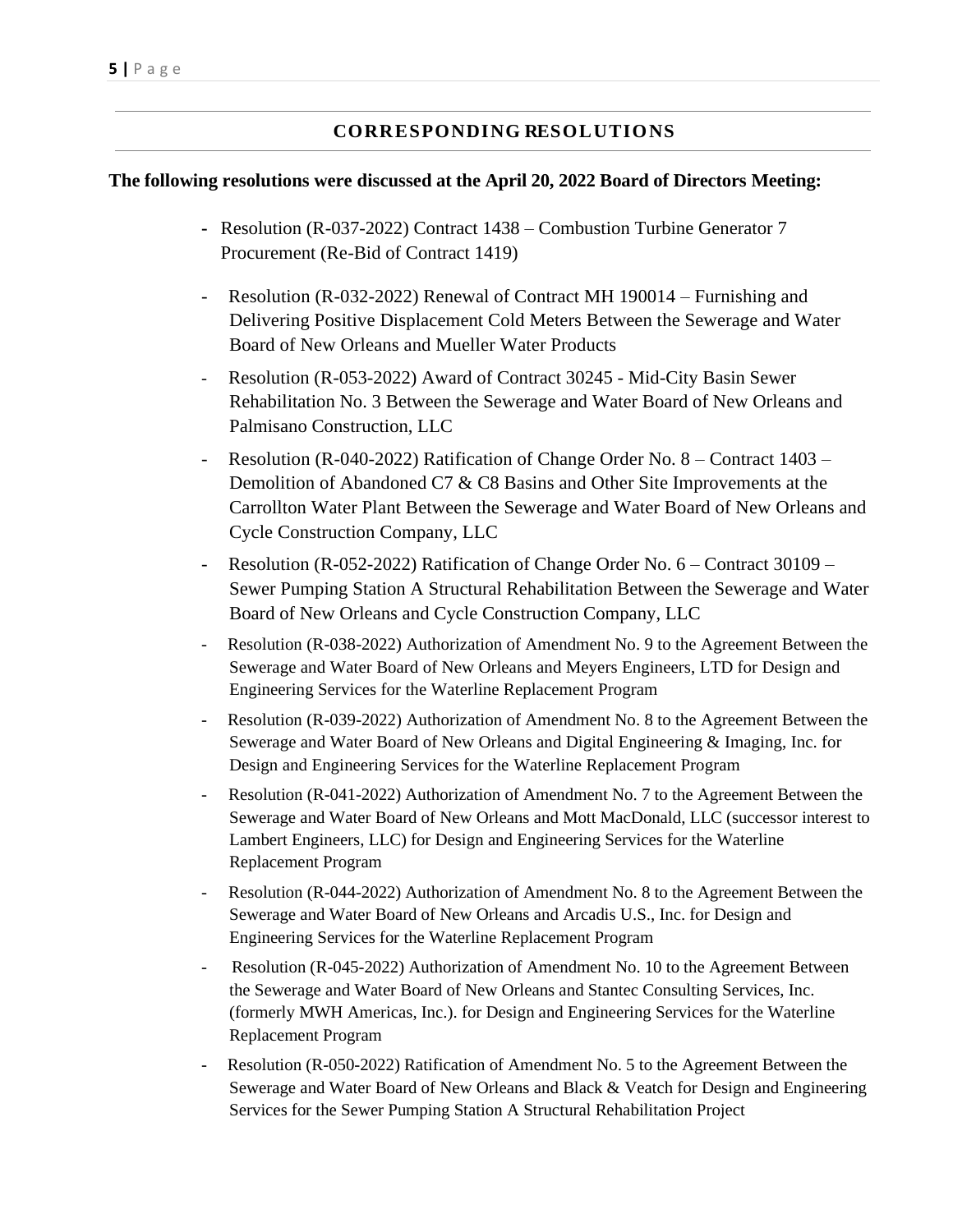## CORRESPONDING RESOLUTIONS

**The following resolutions were discussed at the April 20, 2022 Board of Directors Meeting:**

- Resolution (R-037-2022) Contract 1438 – Combustion Turbine Generator 7 Procurement (Re-Bid of Contract 1419)
- Resolution (R-032-2022) Renewal of Contract MH 190014 – Furnishing and Delivering Positive Displacement Cold Meters Between the Sewerage and Water Board of New Orleans and Mueller Water Products
- Resolution (R-053-2022) Award of Contract 30245 - Mid-City Basin Sewer Rehabilitation No. 3 Between the Sewerage and Water Board of New Orleans and Palmisano Construction, LLC
- Resolution (R-040-2022) Ratification of Change Order No. 8 – Contract 1403 – Demolition of Abandoned C7 & C8 Basins and Other Site Improvements at the Carrollton Water Plant Between the Sewerage and Water Board of New Orleans and Cycle Construction Company, LLC
- Resolution (R-052-2022) Ratification of Change Order No. 6 – Contract 30109 – Sewer Pumping Station A Structural Rehabilitation Between the Sewerage and Water Board of New Orleans and Cycle Construction Company, LLC
- Resolution (R-038-2022) Authorization of Amendment No. 9 to the Agreement Between the Sewerage and Water Board of New Orleans and Meyers Engineers, LTD for Design and Engineering Services for the Waterline Replacement Program
- Resolution (R-039-2022) Authorization of Amendment No. 8 to the Agreement Between the Sewerage and Water Board of New Orleans and Digital Engineering & Imaging, Inc. for Design and Engineering Services for the Waterline Replacement Program
- Resolution (R-041-2022) Authorization of Amendment No. 7 to the Agreement Between the Sewerage and Water Board of New Orleans and Mott MacDonald, LLC (successor interest to Lambert Engineers, LLC) for Design and Engineering Services for the Waterline Replacement Program
- Resolution (R-044-2022) Authorization of Amendment No. 8 to the Agreement Between the Sewerage and Water Board of New Orleans and Arcadis U.S., Inc. for Design and Engineering Services for the Waterline Replacement Program
- Resolution (R-045-2022) Authorization of Amendment No. 10 to the Agreement Between the Sewerage and Water Board of New Orleans and Stantec Consulting Services, Inc. (formerly MWH Americas, Inc.). for Design and Engineering Services for the Waterline Replacement Program
- Resolution (R-050-2022) Ratification of Amendment No. 5 to the Agreement Between the Sewerage and Water Board of New Orleans and Black & Veatch for Design and Engineering Services for the Sewer Pumping Station A Structural Rehabilitation Project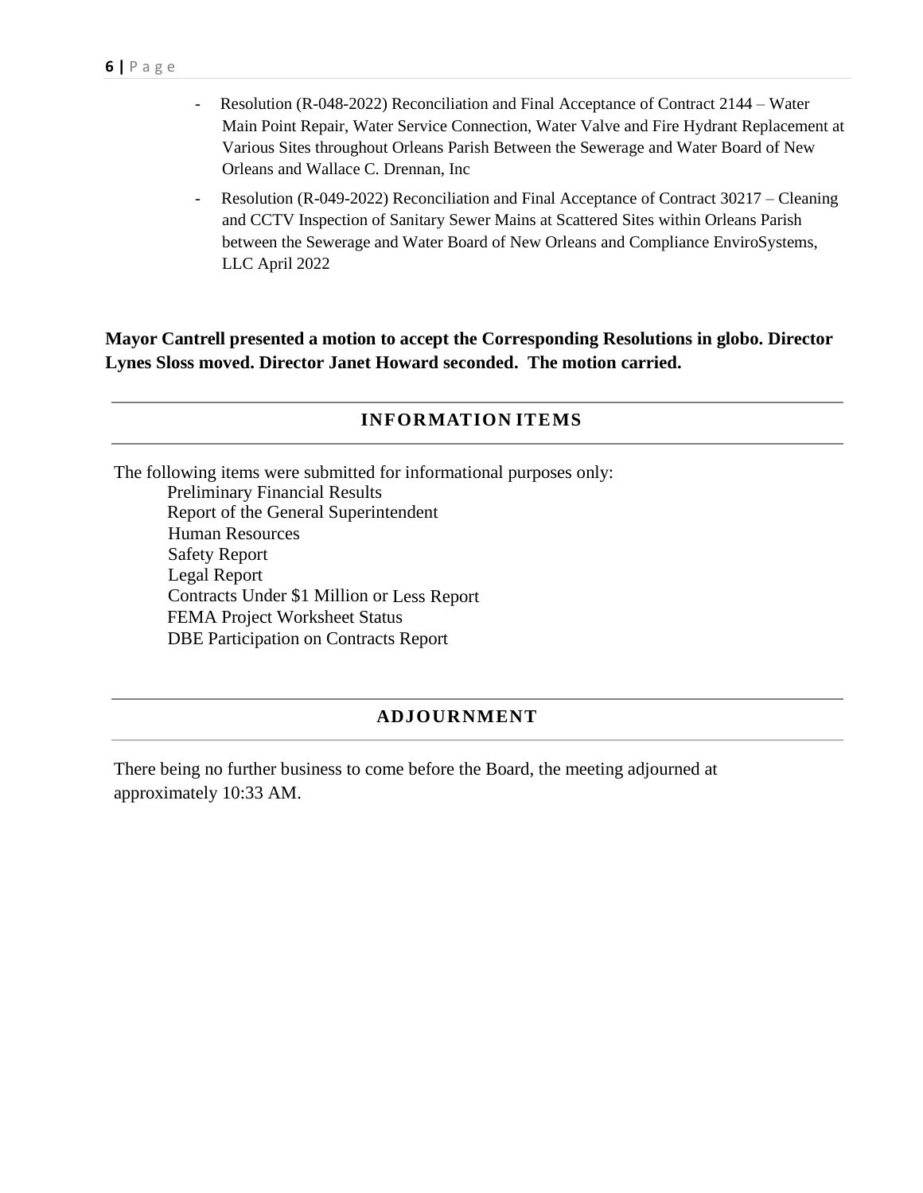- Resolution (R-048-2022) Reconciliation and Final Acceptance of Contract 2144 – Water Main Point Repair, Water Service Connection, Water Valve and Fire Hydrant Replacement at Various Sites throughout Orleans Parish Between the Sewerage and Water Board of New Orleans and Wallace C. Drennan, Inc
- Resolution (R-049-2022) Reconciliation and Final Acceptance of Contract 30217 – Cleaning and CCTV Inspection of Sanitary Sewer Mains at Scattered Sites within Orleans Parish between the Sewerage and Water Board of New Orleans and Compliance EnviroSystems, LLC April 2022

**Mayor Cantrell presented a motion to accept the Corresponding Resolutions in globo. Director Lynes Sloss moved. Director Janet Howard seconded. The motion carried.**

## INFORMATION ITEMS

The following items were submitted for informational purposes only:

Preliminary Financial Results
Report of the General Superintendent
Human Resources
Safety Report
Legal Report
Contracts Under $1 Million or Less Report
FEMA Project Worksheet Status
DBE Participation on Contracts Report

## ADJOURNMENT

There being no further business to come before the Board, the meeting adjourned at approximately 10:33 AM.